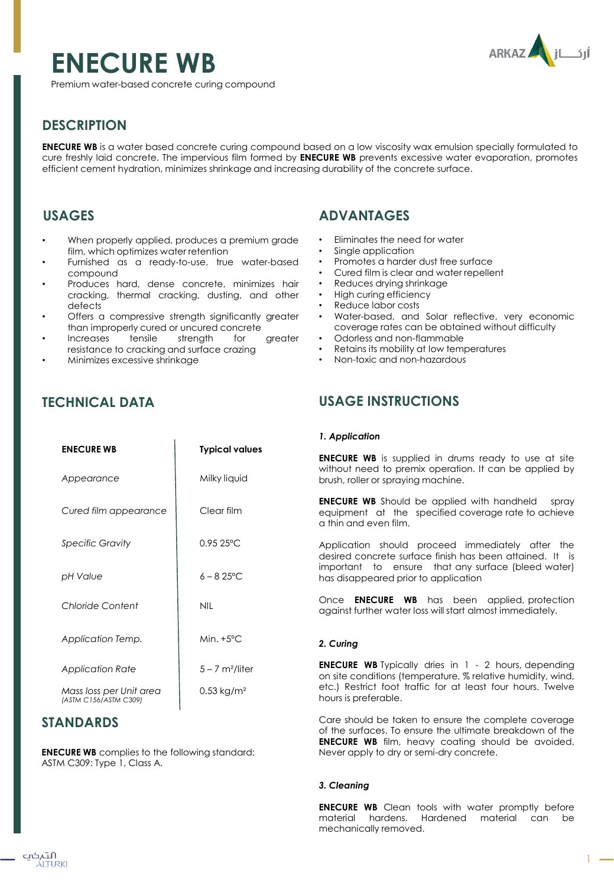# ENECURE WB

Premium water-based concrete curing compound

## DESCRIPTION

**ENECURE WB** is a water based concrete curing compound based on a low viscosity wax emulsion specially formulated to cure freshly laid concrete. The impervious film formed by **ENECURE WB** prevents excessive water evaporation, promotes efficient cement hydration, minimizes shrinkage and increasing durability of the concrete surface.

## USAGES

- When properly applied, produces a premium grade film, which optimizes water retention
- Furnished as a ready-to-use, true water-based compound
- Produces hard, dense concrete, minimizes hair cracking, thermal cracking, dusting, and other defects
- Offers a compressive strength significantly greater than improperly cured or uncured concrete
- Increases tensile strength for greater resistance to cracking and surface crazing
- Minimizes excessive shrinkage

## ADVANTAGES

- Eliminates the need for water
- Single application
- Promotes a harder dust free surface
- Cured film is clear and water repellent
- Reduces drying shrinkage
- High curing efficiency
- Reduce labor costs
- Water-based, and Solar reflective, very economic coverage rates can be obtained without difficulty
- Odorless and non-flammable
- Retains its mobility at low temperatures
- Non-toxic and non-hazardous

## TECHNICAL DATA

| ENECURE WB | Typical values |
|---|---|
| *Appearance* | Milky liquid |
| *Cured film appearance* | Clear film |
| *Specific Gravity* | 0.95 25°C |
| *pH Value* | 6 – 8 25°C |
| *Chloride Content* | NIL |
| *Application Temp.* | Min. +5°C |
| *Application Rate* | 5 – 7 m²/liter |
| *Mass loss per Unit area* *(ASTM C156/ASTM C309)* | 0.53 kg/m² |

## STANDARDS

**ENECURE WB** complies to the following standard:
ASTM C309: Type 1, Class A.

## USAGE INSTRUCTIONS

### *1. Application*

**ENECURE WB** is supplied in drums ready to use at site without need to premix operation. It can be applied by brush, roller or spraying machine.

**ENECURE WB** Should be applied with handheld spray equipment at the specified coverage rate to achieve a thin and even film.

Application should proceed immediately after the desired concrete surface finish has been attained. It is important to ensure that any surface (bleed water) has disappeared prior to application

Once **ENECURE WB** has been applied, protection against further water loss will start almost immediately.

### *2. Curing*

**ENECURE WB** Typically dries in 1 - 2 hours, depending on site conditions (temperature, % relative humidity, wind, etc.) Restrict foot traffic for at least four hours. Twelve hours is preferable.

Care should be taken to ensure the complete coverage of the surfaces. To ensure the ultimate breakdown of the **ENECURE WB** film, heavy coating should be avoided. Never apply to dry or semi-dry concrete.

### *3. Cleaning*

**ENECURE WB** Clean tools with water promptly before material hardens. Hardened material can be mechanically removed.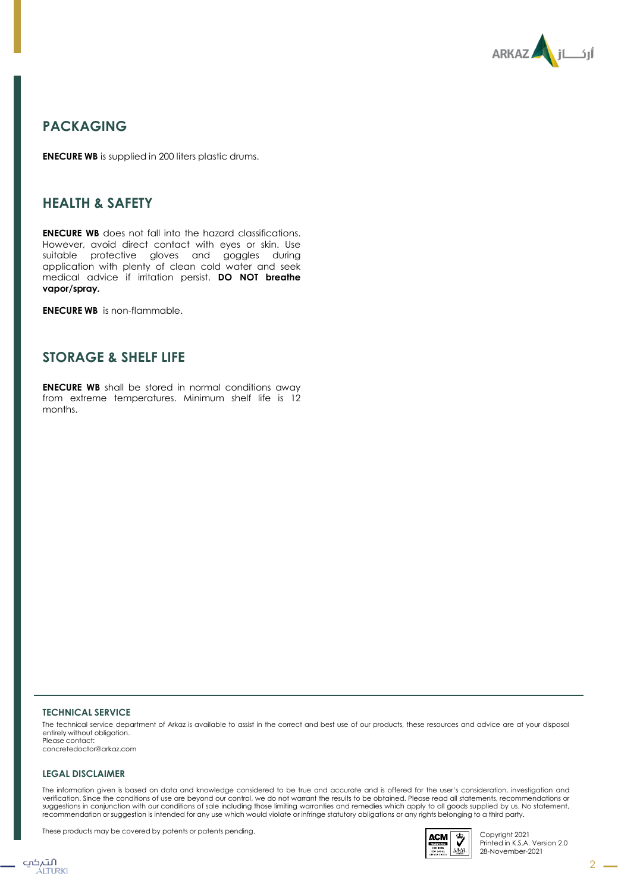## PACKAGING

**ENECURE WB** is supplied in 200 liters plastic drums.

## HEALTH & SAFETY

**ENECURE WB** does not fall into the hazard classifications. However, avoid direct contact with eyes or skin. Use suitable protective gloves and goggles during application with plenty of clean cold water and seek medical advice if irritation persist. **DO NOT breathe vapor/spray.**

**ENECURE WB** is non-flammable.

## STORAGE & SHELF LIFE

**ENECURE WB** shall be stored in normal conditions away from extreme temperatures. Minimum shelf life is 12 months.

### TECHNICAL SERVICE

The technical service department of Arkaz is available to assist in the correct and best use of our products, these resources and advice are at your disposal entirely without obligation.
Please contact:
concretedoctor@arkaz.com

### LEGAL DISCLAIMER

The information given is based on data and knowledge considered to be true and accurate and is offered for the user's consideration, investigation and verification. Since the conditions of use are beyond our control, we do not warrant the results to be obtained. Please read all statements, recommendations or suggestions in conjunction with our conditions of sale including those limiting warranties and remedies which apply to all goods supplied by us. No statement, recommendation or suggestion is intended for any use which would violate or infringe statutory obligations or any rights belonging to a third party.

These products may be covered by patents or patents pending.

Copyright 2021
Printed in K.S.A. Version 2.0
28-November-2021